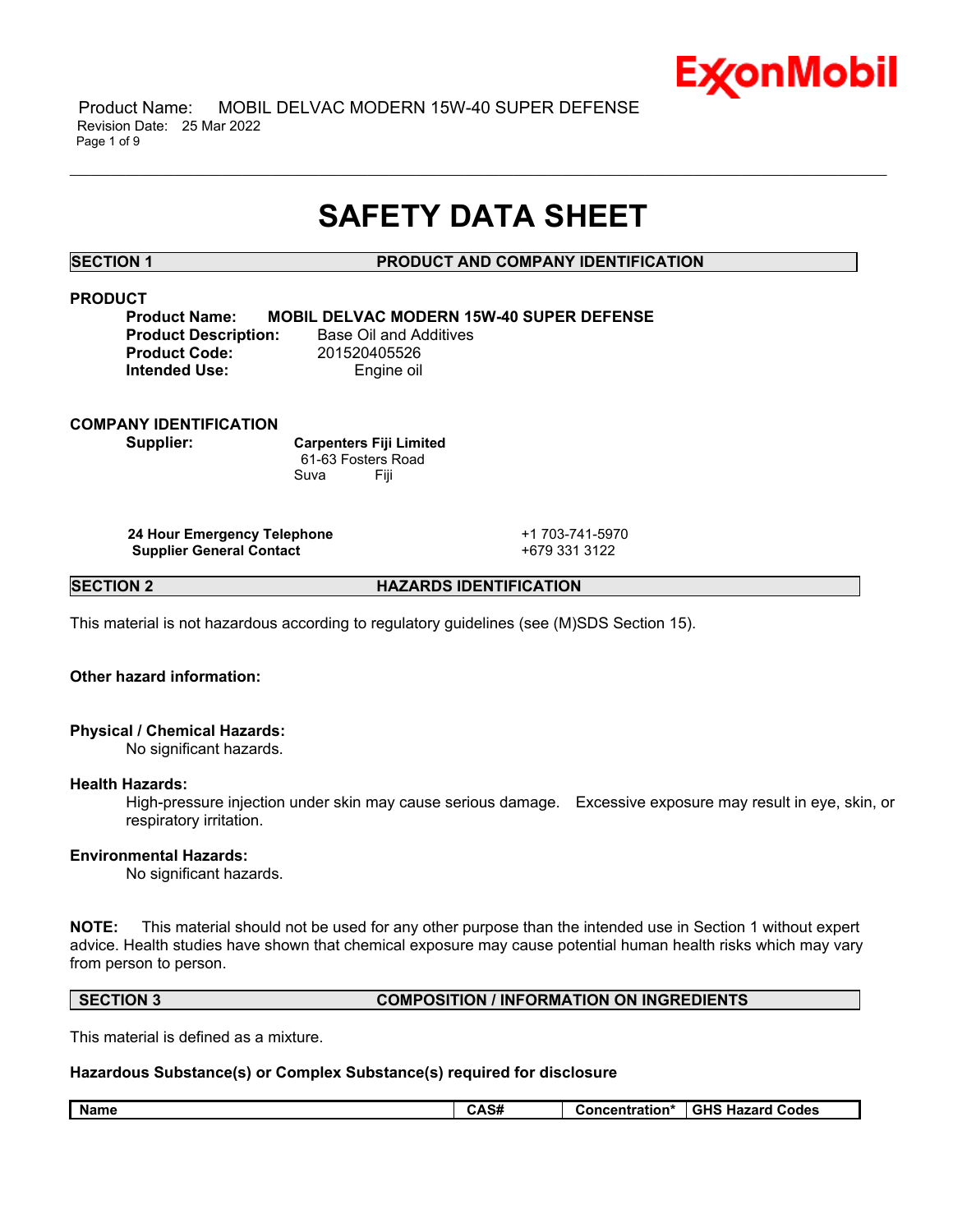# SAFETY DATA SHEET

## SECTION 1 PRODUCT AND COMPANY IDENTIFICATION

### PRODUCT

**Product Name:** **MOBIL DELVAC MODERN 15W-40 SUPER DEFENSE**
**Product Description:** Base Oil and Additives
**Product Code:** 201520405526
**Intended Use:** Engine oil

### COMPANY IDENTIFICATION

**Supplier:** **Carpenters Fiji Limited**
61-63 Fosters Road
Suva Fiji

| | |
|---|---|
| **24 Hour Emergency Telephone** | +1 703-741-5970 |
| **Supplier General Contact** | +679 331 3122 |

## SECTION 2 HAZARDS IDENTIFICATION

This material is not hazardous according to regulatory guidelines (see (M)SDS Section 15).

**Other hazard information:**

**Physical / Chemical Hazards:**
No significant hazards.

**Health Hazards:**
High-pressure injection under skin may cause serious damage. Excessive exposure may result in eye, skin, or respiratory irritation.

**Environmental Hazards:**
No significant hazards.

**NOTE:** This material should not be used for any other purpose than the intended use in Section 1 without expert advice. Health studies have shown that chemical exposure may cause potential human health risks which may vary from person to person.

## SECTION 3 COMPOSITION / INFORMATION ON INGREDIENTS

This material is defined as a mixture.

**Hazardous Substance(s) or Complex Substance(s) required for disclosure**

| Name | CAS# | Concentration* | GHS Hazard Codes |
|---|---|---|---|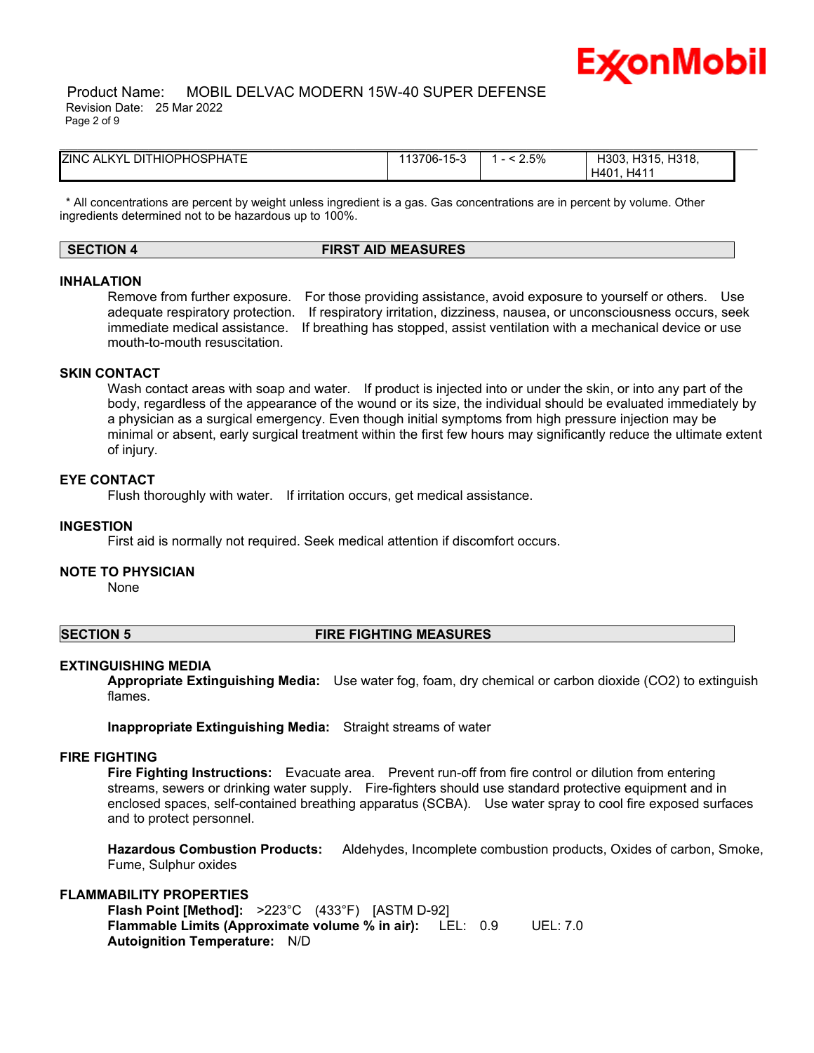| ZINC ALKYL DITHIOPHOSPHATE | 113706-15-3 | 1 - < 2.5% | H303, H315, H318, H401, H411 |
|---|---|---|---|

\* All concentrations are percent by weight unless ingredient is a gas. Gas concentrations are in percent by volume. Other ingredients determined not to be hazardous up to 100%.

## SECTION 4 FIRST AID MEASURES

### INHALATION

Remove from further exposure. For those providing assistance, avoid exposure to yourself or others. Use adequate respiratory protection. If respiratory irritation, dizziness, nausea, or unconsciousness occurs, seek immediate medical assistance. If breathing has stopped, assist ventilation with a mechanical device or use mouth-to-mouth resuscitation.

### SKIN CONTACT

Wash contact areas with soap and water. If product is injected into or under the skin, or into any part of the body, regardless of the appearance of the wound or its size, the individual should be evaluated immediately by a physician as a surgical emergency. Even though initial symptoms from high pressure injection may be minimal or absent, early surgical treatment within the first few hours may significantly reduce the ultimate extent of injury.

### EYE CONTACT

Flush thoroughly with water. If irritation occurs, get medical assistance.

### INGESTION

First aid is normally not required. Seek medical attention if discomfort occurs.

### NOTE TO PHYSICIAN

None

## SECTION 5 FIRE FIGHTING MEASURES

### EXTINGUISHING MEDIA

**Appropriate Extinguishing Media:** Use water fog, foam, dry chemical or carbon dioxide (CO2) to extinguish flames.

**Inappropriate Extinguishing Media:** Straight streams of water

### FIRE FIGHTING

**Fire Fighting Instructions:** Evacuate area. Prevent run-off from fire control or dilution from entering streams, sewers or drinking water supply. Fire-fighters should use standard protective equipment and in enclosed spaces, self-contained breathing apparatus (SCBA). Use water spray to cool fire exposed surfaces and to protect personnel.

**Hazardous Combustion Products:** Aldehydes, Incomplete combustion products, Oxides of carbon, Smoke, Fume, Sulphur oxides

### FLAMMABILITY PROPERTIES

**Flash Point [Method]:** >223°C (433°F) [ASTM D-92]
**Flammable Limits (Approximate volume % in air):** LEL: 0.9 UEL: 7.0
**Autoignition Temperature:** N/D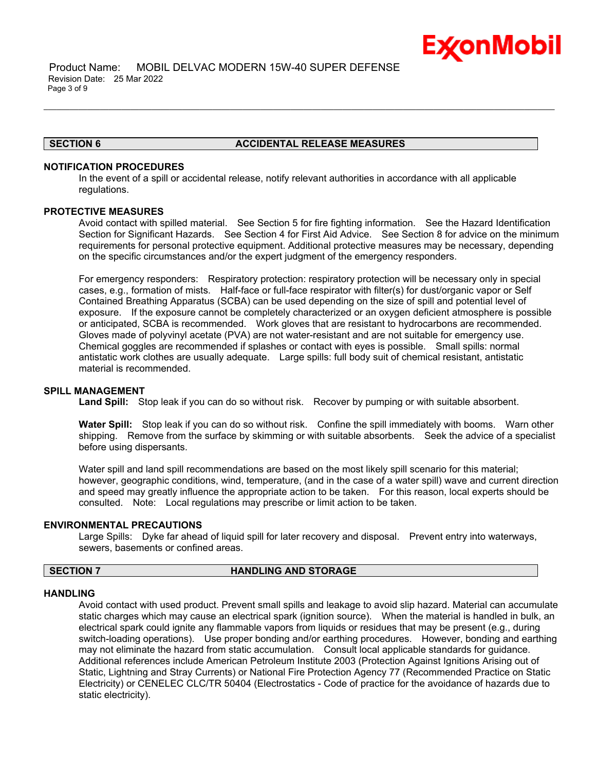## SECTION 6 ACCIDENTAL RELEASE MEASURES

### NOTIFICATION PROCEDURES

In the event of a spill or accidental release, notify relevant authorities in accordance with all applicable regulations.

### PROTECTIVE MEASURES

Avoid contact with spilled material. See Section 5 for fire fighting information. See the Hazard Identification Section for Significant Hazards. See Section 4 for First Aid Advice. See Section 8 for advice on the minimum requirements for personal protective equipment. Additional protective measures may be necessary, depending on the specific circumstances and/or the expert judgment of the emergency responders.

For emergency responders: Respiratory protection: respiratory protection will be necessary only in special cases, e.g., formation of mists. Half-face or full-face respirator with filter(s) for dust/organic vapor or Self Contained Breathing Apparatus (SCBA) can be used depending on the size of spill and potential level of exposure. If the exposure cannot be completely characterized or an oxygen deficient atmosphere is possible or anticipated, SCBA is recommended. Work gloves that are resistant to hydrocarbons are recommended. Gloves made of polyvinyl acetate (PVA) are not water-resistant and are not suitable for emergency use. Chemical goggles are recommended if splashes or contact with eyes is possible. Small spills: normal antistatic work clothes are usually adequate. Large spills: full body suit of chemical resistant, antistatic material is recommended.

### SPILL MANAGEMENT

**Land Spill:** Stop leak if you can do so without risk. Recover by pumping or with suitable absorbent.

**Water Spill:** Stop leak if you can do so without risk. Confine the spill immediately with booms. Warn other shipping. Remove from the surface by skimming or with suitable absorbents. Seek the advice of a specialist before using dispersants.

Water spill and land spill recommendations are based on the most likely spill scenario for this material; however, geographic conditions, wind, temperature, (and in the case of a water spill) wave and current direction and speed may greatly influence the appropriate action to be taken. For this reason, local experts should be consulted. Note: Local regulations may prescribe or limit action to be taken.

### ENVIRONMENTAL PRECAUTIONS

Large Spills: Dyke far ahead of liquid spill for later recovery and disposal. Prevent entry into waterways, sewers, basements or confined areas.

## SECTION 7 HANDLING AND STORAGE

### HANDLING

Avoid contact with used product. Prevent small spills and leakage to avoid slip hazard. Material can accumulate static charges which may cause an electrical spark (ignition source). When the material is handled in bulk, an electrical spark could ignite any flammable vapors from liquids or residues that may be present (e.g., during switch-loading operations). Use proper bonding and/or earthing procedures. However, bonding and earthing may not eliminate the hazard from static accumulation. Consult local applicable standards for guidance. Additional references include American Petroleum Institute 2003 (Protection Against Ignitions Arising out of Static, Lightning and Stray Currents) or National Fire Protection Agency 77 (Recommended Practice on Static Electricity) or CENELEC CLC/TR 50404 (Electrostatics - Code of practice for the avoidance of hazards due to static electricity).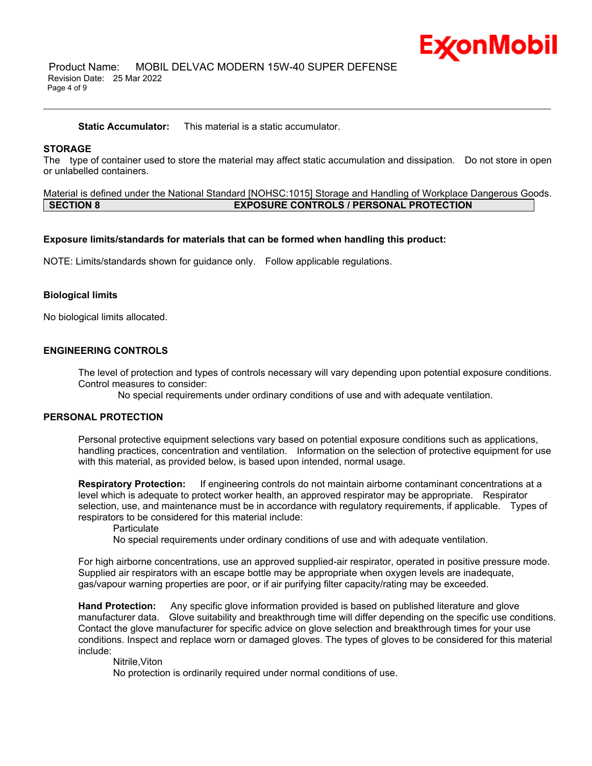**Static Accumulator:** This material is a static accumulator.

### STORAGE

The type of container used to store the material may affect static accumulation and dissipation. Do not store in open or unlabelled containers.

Material is defined under the National Standard [NOHSC:1015] Storage and Handling of Workplace Dangerous Goods.

## SECTION 8 EXPOSURE CONTROLS / PERSONAL PROTECTION

**Exposure limits/standards for materials that can be formed when handling this product:**

NOTE: Limits/standards shown for guidance only. Follow applicable regulations.

**Biological limits**

No biological limits allocated.

### ENGINEERING CONTROLS

The level of protection and types of controls necessary will vary depending upon potential exposure conditions. Control measures to consider:

No special requirements under ordinary conditions of use and with adequate ventilation.

### PERSONAL PROTECTION

Personal protective equipment selections vary based on potential exposure conditions such as applications, handling practices, concentration and ventilation. Information on the selection of protective equipment for use with this material, as provided below, is based upon intended, normal usage.

**Respiratory Protection:** If engineering controls do not maintain airborne contaminant concentrations at a level which is adequate to protect worker health, an approved respirator may be appropriate. Respirator selection, use, and maintenance must be in accordance with regulatory requirements, if applicable. Types of respirators to be considered for this material include:

Particulate
No special requirements under ordinary conditions of use and with adequate ventilation.

For high airborne concentrations, use an approved supplied-air respirator, operated in positive pressure mode. Supplied air respirators with an escape bottle may be appropriate when oxygen levels are inadequate, gas/vapour warning properties are poor, or if air purifying filter capacity/rating may be exceeded.

**Hand Protection:** Any specific glove information provided is based on published literature and glove manufacturer data. Glove suitability and breakthrough time will differ depending on the specific use conditions. Contact the glove manufacturer for specific advice on glove selection and breakthrough times for your use conditions. Inspect and replace worn or damaged gloves. The types of gloves to be considered for this material include:

Nitrile,Viton
No protection is ordinarily required under normal conditions of use.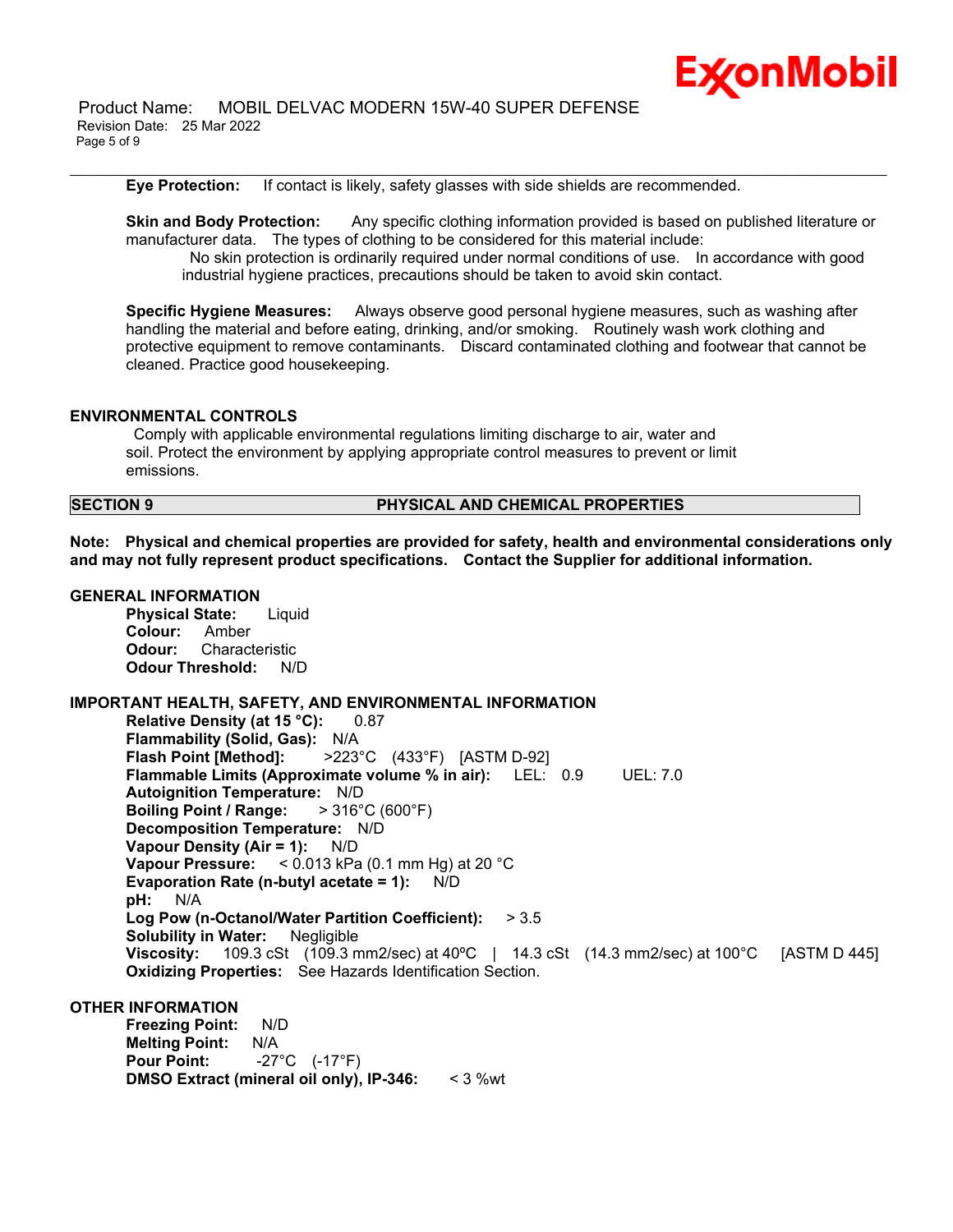**Eye Protection:** If contact is likely, safety glasses with side shields are recommended.

**Skin and Body Protection:** Any specific clothing information provided is based on published literature or manufacturer data. The types of clothing to be considered for this material include:

No skin protection is ordinarily required under normal conditions of use. In accordance with good industrial hygiene practices, precautions should be taken to avoid skin contact.

**Specific Hygiene Measures:** Always observe good personal hygiene measures, such as washing after handling the material and before eating, drinking, and/or smoking. Routinely wash work clothing and protective equipment to remove contaminants. Discard contaminated clothing and footwear that cannot be cleaned. Practice good housekeeping.

### ENVIRONMENTAL CONTROLS

Comply with applicable environmental regulations limiting discharge to air, water and soil. Protect the environment by applying appropriate control measures to prevent or limit emissions.

## SECTION 9 PHYSICAL AND CHEMICAL PROPERTIES

**Note: Physical and chemical properties are provided for safety, health and environmental considerations only and may not fully represent product specifications. Contact the Supplier for additional information.**

### GENERAL INFORMATION

**Physical State:** Liquid
**Colour:** Amber
**Odour:** Characteristic
**Odour Threshold:** N/D

### IMPORTANT HEALTH, SAFETY, AND ENVIRONMENTAL INFORMATION

**Relative Density (at 15 °C):** 0.87
**Flammability (Solid, Gas):** N/A
**Flash Point [Method]:** >223°C (433°F) [ASTM D-92]
**Flammable Limits (Approximate volume % in air):** LEL: 0.9 UEL: 7.0
**Autoignition Temperature:** N/D
**Boiling Point / Range:** > 316°C (600°F)
**Decomposition Temperature:** N/D
**Vapour Density (Air = 1):** N/D
**Vapour Pressure:** < 0.013 kPa (0.1 mm Hg) at 20 °C
**Evaporation Rate (n-butyl acetate = 1):** N/D
**pH:** N/A
**Log Pow (n-Octanol/Water Partition Coefficient):** > 3.5
**Solubility in Water:** Negligible
**Viscosity:** 109.3 cSt (109.3 mm2/sec) at 40ºC | 14.3 cSt (14.3 mm2/sec) at 100°C [ASTM D 445]
**Oxidizing Properties:** See Hazards Identification Section.

### OTHER INFORMATION

**Freezing Point:** N/D
**Melting Point:** N/A
**Pour Point:** -27°C (-17°F)
**DMSO Extract (mineral oil only), IP-346:** < 3 %wt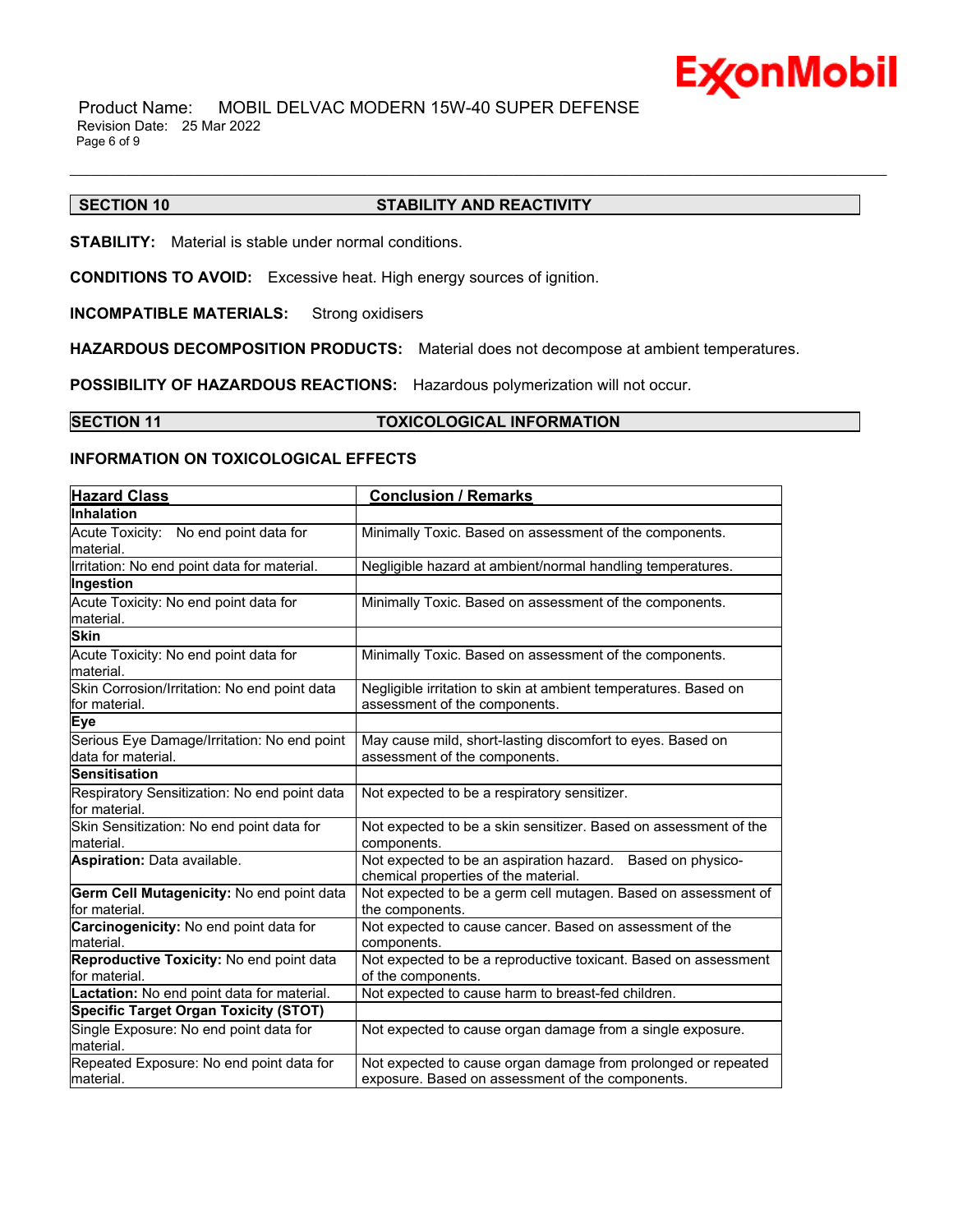## SECTION 10 STABILITY AND REACTIVITY

**STABILITY:** Material is stable under normal conditions.

**CONDITIONS TO AVOID:** Excessive heat. High energy sources of ignition.

**INCOMPATIBLE MATERIALS:** Strong oxidisers

**HAZARDOUS DECOMPOSITION PRODUCTS:** Material does not decompose at ambient temperatures.

**POSSIBILITY OF HAZARDOUS REACTIONS:** Hazardous polymerization will not occur.

## SECTION 11 TOXICOLOGICAL INFORMATION

### INFORMATION ON TOXICOLOGICAL EFFECTS

| Hazard Class | Conclusion / Remarks |
|---|---|
| **Inhalation** | |
| Acute Toxicity: No end point data for material. | Minimally Toxic. Based on assessment of the components. |
| Irritation: No end point data for material. | Negligible hazard at ambient/normal handling temperatures. |
| **Ingestion** | |
| Acute Toxicity: No end point data for material. | Minimally Toxic. Based on assessment of the components. |
| **Skin** | |
| Acute Toxicity: No end point data for material. | Minimally Toxic. Based on assessment of the components. |
| Skin Corrosion/Irritation: No end point data for material. | Negligible irritation to skin at ambient temperatures. Based on assessment of the components. |
| **Eye** | |
| Serious Eye Damage/Irritation: No end point data for material. | May cause mild, short-lasting discomfort to eyes. Based on assessment of the components. |
| **Sensitisation** | |
| Respiratory Sensitization: No end point data for material. | Not expected to be a respiratory sensitizer. |
| Skin Sensitization: No end point data for material. | Not expected to be a skin sensitizer. Based on assessment of the components. |
| **Aspiration:** Data available. | Not expected to be an aspiration hazard. Based on physico-chemical properties of the material. |
| **Germ Cell Mutagenicity:** No end point data for material. | Not expected to be a germ cell mutagen. Based on assessment of the components. |
| **Carcinogenicity:** No end point data for material. | Not expected to cause cancer. Based on assessment of the components. |
| **Reproductive Toxicity:** No end point data for material. | Not expected to be a reproductive toxicant. Based on assessment of the components. |
| **Lactation:** No end point data for material. | Not expected to cause harm to breast-fed children. |
| **Specific Target Organ Toxicity (STOT)** | |
| Single Exposure: No end point data for material. | Not expected to cause organ damage from a single exposure. |
| Repeated Exposure: No end point data for material. | Not expected to cause organ damage from prolonged or repeated exposure. Based on assessment of the components. |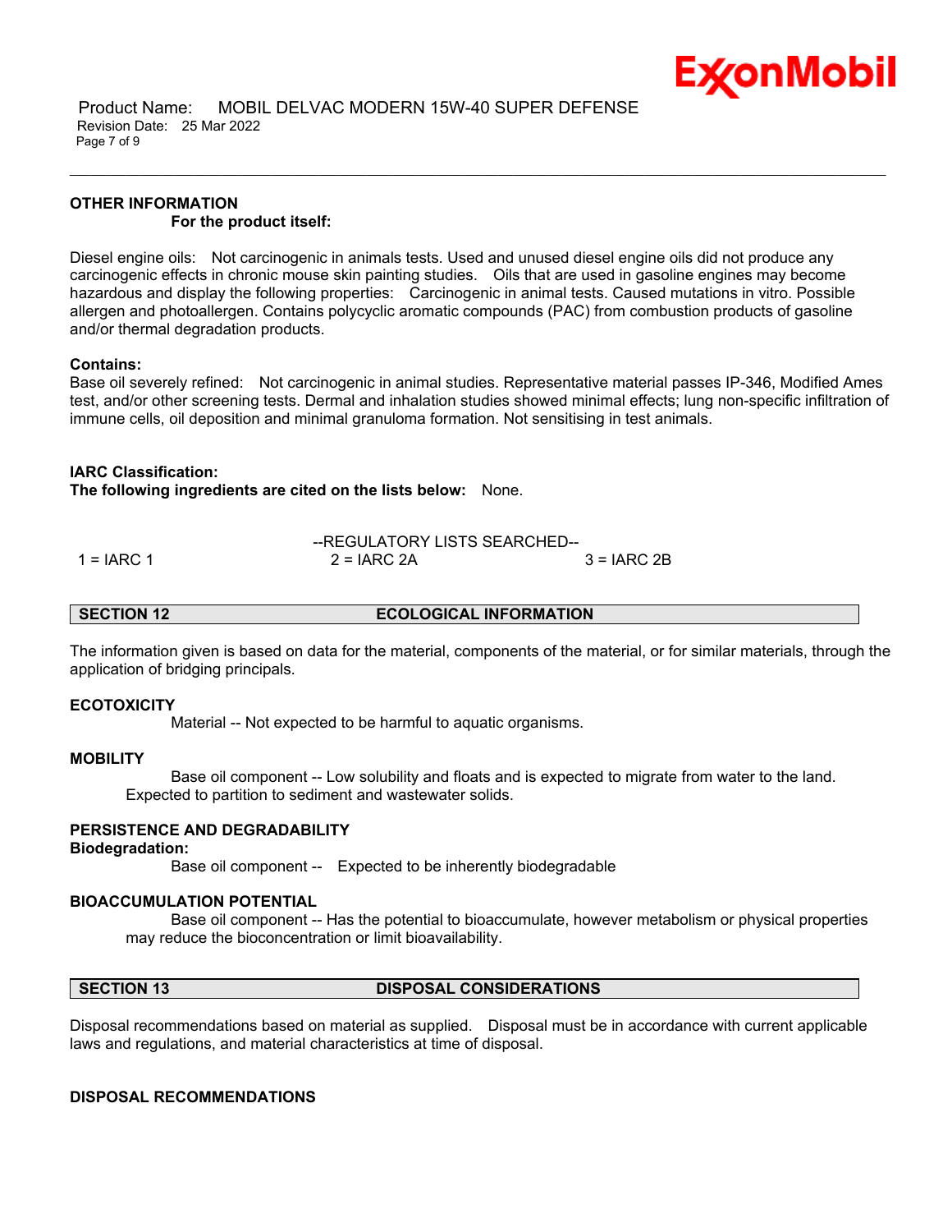**OTHER INFORMATION**

**For the product itself:**

Diesel engine oils: Not carcinogenic in animals tests. Used and unused diesel engine oils did not produce any carcinogenic effects in chronic mouse skin painting studies. Oils that are used in gasoline engines may become hazardous and display the following properties: Carcinogenic in animal tests. Caused mutations in vitro. Possible allergen and photoallergen. Contains polycyclic aromatic compounds (PAC) from combustion products of gasoline and/or thermal degradation products.

**Contains:**

Base oil severely refined: Not carcinogenic in animal studies. Representative material passes IP-346, Modified Ames test, and/or other screening tests. Dermal and inhalation studies showed minimal effects; lung non-specific infiltration of immune cells, oil deposition and minimal granuloma formation. Not sensitising in test animals.

**IARC Classification:**

**The following ingredients are cited on the lists below:** None.

--REGULATORY LISTS SEARCHED--

| 1 = IARC 1 | 2 = IARC 2A | 3 = IARC 2B |
|---|---|---|

## SECTION 12 ECOLOGICAL INFORMATION

The information given is based on data for the material, components of the material, or for similar materials, through the application of bridging principals.

**ECOTOXICITY**

Material -- Not expected to be harmful to aquatic organisms.

**MOBILITY**

Base oil component -- Low solubility and floats and is expected to migrate from water to the land. Expected to partition to sediment and wastewater solids.

**PERSISTENCE AND DEGRADABILITY**

**Biodegradation:**

Base oil component -- Expected to be inherently biodegradable

**BIOACCUMULATION POTENTIAL**

Base oil component -- Has the potential to bioaccumulate, however metabolism or physical properties may reduce the bioconcentration or limit bioavailability.

## SECTION 13 DISPOSAL CONSIDERATIONS

Disposal recommendations based on material as supplied. Disposal must be in accordance with current applicable laws and regulations, and material characteristics at time of disposal.

**DISPOSAL RECOMMENDATIONS**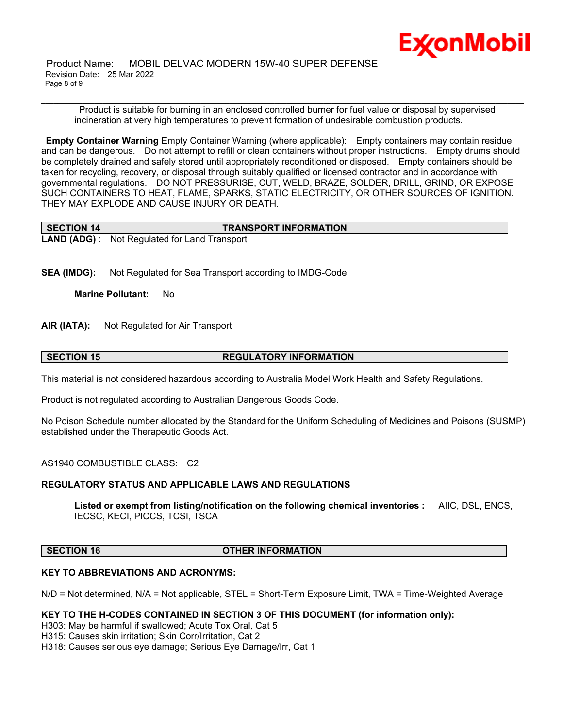Product is suitable for burning in an enclosed controlled burner for fuel value or disposal by supervised incineration at very high temperatures to prevent formation of undesirable combustion products.

**Empty Container Warning** Empty Container Warning (where applicable): Empty containers may contain residue and can be dangerous. Do not attempt to refill or clean containers without proper instructions. Empty drums should be completely drained and safely stored until appropriately reconditioned or disposed. Empty containers should be taken for recycling, recovery, or disposal through suitably qualified or licensed contractor and in accordance with governmental regulations. DO NOT PRESSURISE, CUT, WELD, BRAZE, SOLDER, DRILL, GRIND, OR EXPOSE SUCH CONTAINERS TO HEAT, FLAME, SPARKS, STATIC ELECTRICITY, OR OTHER SOURCES OF IGNITION. THEY MAY EXPLODE AND CAUSE INJURY OR DEATH.

## SECTION 14 TRANSPORT INFORMATION

**LAND (ADG)** : Not Regulated for Land Transport

**SEA (IMDG):** Not Regulated for Sea Transport according to IMDG-Code

**Marine Pollutant:** No

**AIR (IATA):** Not Regulated for Air Transport

## SECTION 15 REGULATORY INFORMATION

This material is not considered hazardous according to Australia Model Work Health and Safety Regulations.

Product is not regulated according to Australian Dangerous Goods Code.

No Poison Schedule number allocated by the Standard for the Uniform Scheduling of Medicines and Poisons (SUSMP) established under the Therapeutic Goods Act.

AS1940 COMBUSTIBLE CLASS: C2

**REGULATORY STATUS AND APPLICABLE LAWS AND REGULATIONS**

**Listed or exempt from listing/notification on the following chemical inventories :** AIIC, DSL, ENCS, IECSC, KECI, PICCS, TCSI, TSCA

## SECTION 16 OTHER INFORMATION

**KEY TO ABBREVIATIONS AND ACRONYMS:**

N/D = Not determined, N/A = Not applicable, STEL = Short-Term Exposure Limit, TWA = Time-Weighted Average

**KEY TO THE H-CODES CONTAINED IN SECTION 3 OF THIS DOCUMENT (for information only):**

H303: May be harmful if swallowed; Acute Tox Oral, Cat 5
H315: Causes skin irritation; Skin Corr/Irritation, Cat 2
H318: Causes serious eye damage; Serious Eye Damage/Irr, Cat 1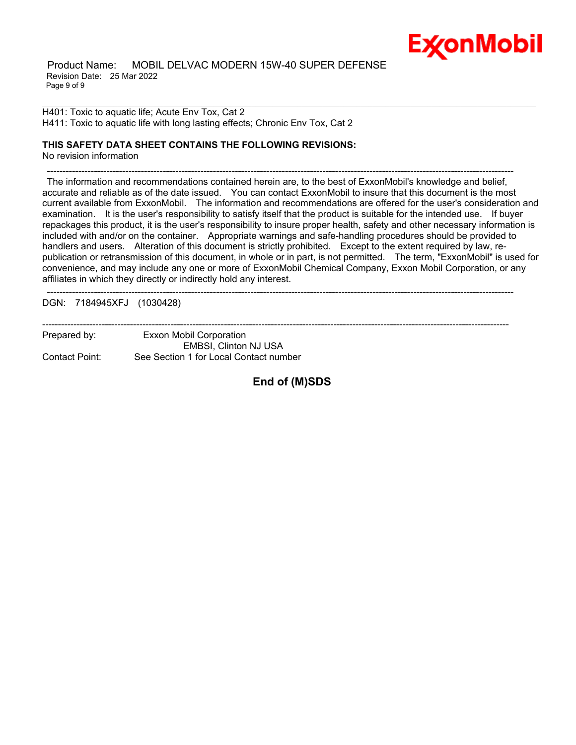H401: Toxic to aquatic life; Acute Env Tox, Cat 2
H411: Toxic to aquatic life with long lasting effects; Chronic Env Tox, Cat 2

**THIS SAFETY DATA SHEET CONTAINS THE FOLLOWING REVISIONS:**
No revision information

---

The information and recommendations contained herein are, to the best of ExxonMobil's knowledge and belief, accurate and reliable as of the date issued. You can contact ExxonMobil to insure that this document is the most current available from ExxonMobil. The information and recommendations are offered for the user's consideration and examination. It is the user's responsibility to satisfy itself that the product is suitable for the intended use. If buyer repackages this product, it is the user's responsibility to insure proper health, safety and other necessary information is included with and/or on the container. Appropriate warnings and safe-handling procedures should be provided to handlers and users. Alteration of this document is strictly prohibited. Except to the extent required by law, re-publication or retransmission of this document, in whole or in part, is not permitted. The term, "ExxonMobil" is used for convenience, and may include any one or more of ExxonMobil Chemical Company, Exxon Mobil Corporation, or any affiliates in which they directly or indirectly hold any interest.

---

DGN: 7184945XFJ (1030428)

---

Prepared by: Exxon Mobil Corporation
EMBSI, Clinton NJ USA
Contact Point: See Section 1 for Local Contact number

**End of (M)SDS**